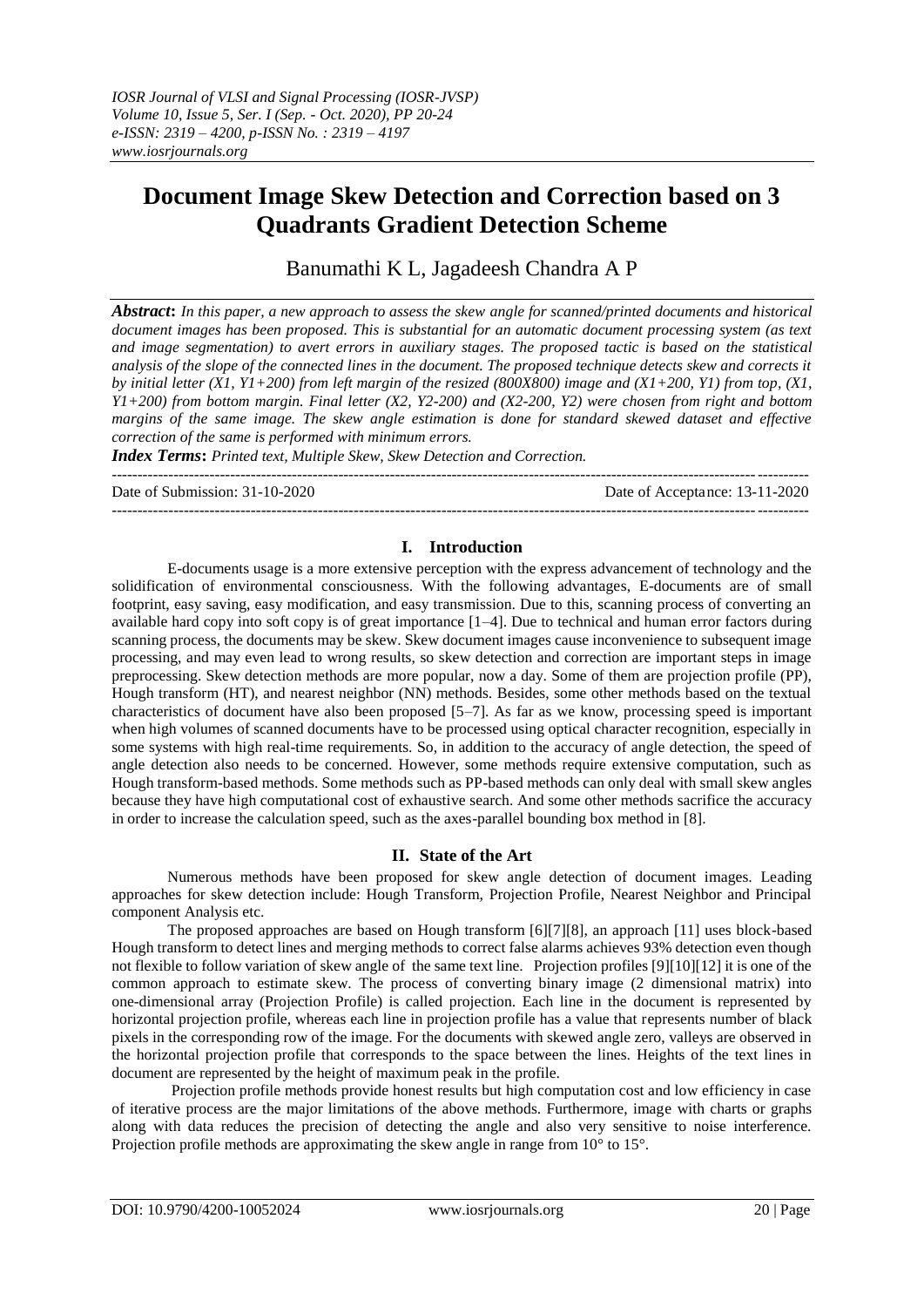# Document Image Skew Detection and Correction based on 3 Quadrants Gradient Detection Scheme

Banumathi K L, Jagadeesh Chandra A P

***Abstract*:** *In this paper, a new approach to assess the skew angle for scanned/printed documents and historical document images has been proposed. This is substantial for an automatic document processing system (as text and image segmentation) to avert errors in auxiliary stages. The proposed tactic is based on the statistical analysis of the slope of the connected lines in the document. The proposed technique detects skew and corrects it by initial letter (X1, Y1+200) from left margin of the resized (800X800) image and (X1+200, Y1) from top, (X1, Y1+200) from bottom margin. Final letter (X2, Y2-200) and (X2-200, Y2) were chosen from right and bottom margins of the same image. The skew angle estimation is done for standard skewed dataset and effective correction of the same is performed with minimum errors.*

***Index Terms*:** *Printed text, Multiple Skew, Skew Detection and Correction.*

---

Date of Submission: 31-10-2020 Date of Acceptance: 13-11-2020

---

## I. Introduction

E-documents usage is a more extensive perception with the express advancement of technology and the solidification of environmental consciousness. With the following advantages, E-documents are of small footprint, easy saving, easy modification, and easy transmission. Due to this, scanning process of converting an available hard copy into soft copy is of great importance [1–4]. Due to technical and human error factors during scanning process, the documents may be skew. Skew document images cause inconvenience to subsequent image processing, and may even lead to wrong results, so skew detection and correction are important steps in image preprocessing. Skew detection methods are more popular, now a day. Some of them are projection profile (PP), Hough transform (HT), and nearest neighbor (NN) methods. Besides, some other methods based on the textual characteristics of document have also been proposed [5–7]. As far as we know, processing speed is important when high volumes of scanned documents have to be processed using optical character recognition, especially in some systems with high real-time requirements. So, in addition to the accuracy of angle detection, the speed of angle detection also needs to be concerned. However, some methods require extensive computation, such as Hough transform-based methods. Some methods such as PP-based methods can only deal with small skew angles because they have high computational cost of exhaustive search. And some other methods sacrifice the accuracy in order to increase the calculation speed, such as the axes-parallel bounding box method in [8].

## II. State of the Art

Numerous methods have been proposed for skew angle detection of document images. Leading approaches for skew detection include: Hough Transform, Projection Profile, Nearest Neighbor and Principal component Analysis etc.

The proposed approaches are based on Hough transform [6][7][8], an approach [11] uses block-based Hough transform to detect lines and merging methods to correct false alarms achieves 93% detection even though not flexible to follow variation of skew angle of the same text line. Projection profiles [9][10][12] it is one of the common approach to estimate skew. The process of converting binary image (2 dimensional matrix) into one-dimensional array (Projection Profile) is called projection. Each line in the document is represented by horizontal projection profile, whereas each line in projection profile has a value that represents number of black pixels in the corresponding row of the image. For the documents with skewed angle zero, valleys are observed in the horizontal projection profile that corresponds to the space between the lines. Heights of the text lines in document are represented by the height of maximum peak in the profile.

Projection profile methods provide honest results but high computation cost and low efficiency in case of iterative process are the major limitations of the above methods. Furthermore, image with charts or graphs along with data reduces the precision of detecting the angle and also very sensitive to noise interference. Projection profile methods are approximating the skew angle in range from 10° to 15°.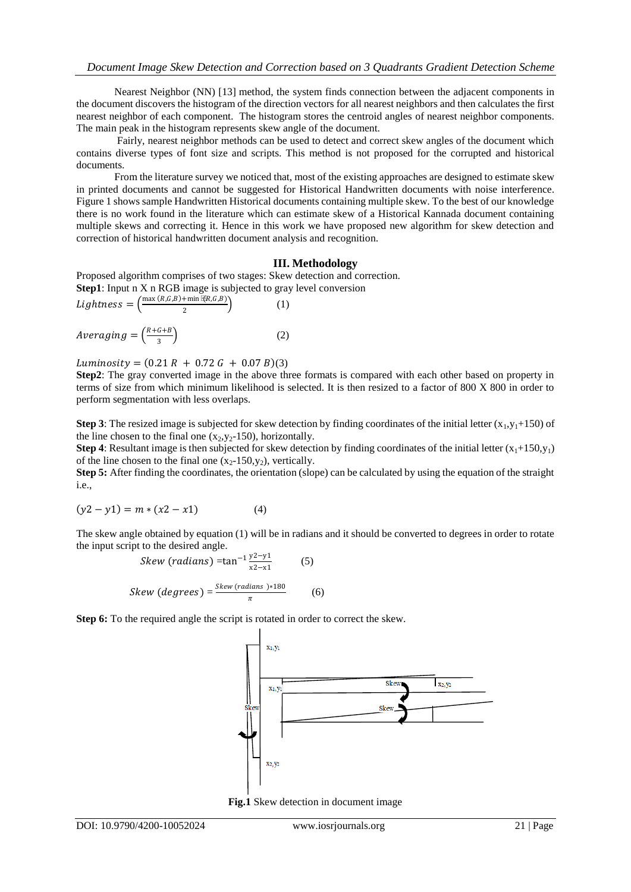Nearest Neighbor (NN) [13] method, the system finds connection between the adjacent components in the document discovers the histogram of the direction vectors for all nearest neighbors and then calculates the first nearest neighbor of each component. The histogram stores the centroid angles of nearest neighbor components. The main peak in the histogram represents skew angle of the document.

Fairly, nearest neighbor methods can be used to detect and correct skew angles of the document which contains diverse types of font size and scripts. This method is not proposed for the corrupted and historical documents.

From the literature survey we noticed that, most of the existing approaches are designed to estimate skew in printed documents and cannot be suggested for Historical Handwritten documents with noise interference. Figure 1 shows sample Handwritten Historical documents containing multiple skew. To the best of our knowledge there is no work found in the literature which can estimate skew of a Historical Kannada document containing multiple skews and correcting it. Hence in this work we have proposed new algorithm for skew detection and correction of historical handwritten document analysis and recognition.

## III. Methodology

Proposed algorithm comprises of two stages: Skew detection and correction.

**Step1**: Input n X n RGB image is subjected to gray level conversion

$$Lightness = \left(\frac{\max(R,G,B)+\min(R,G,B)}{2}\right) \quad (1)$$

$$Averaging = \left(\frac{R+G+B}{3}\right) \quad (2)$$

$$Luminosity = (0.21\,R + 0.72\,G + 0.07\,B) \quad (3)$$

**Step2**: The gray converted image in the above three formats is compared with each other based on property in terms of size from which minimum likelihood is selected. It is then resized to a factor of 800 X 800 in order to perform segmentation with less overlaps.

**Step 3**: The resized image is subjected for skew detection by finding coordinates of the initial letter $(x_1,y_1+150)$ of the line chosen to the final one $(x_2,y_2-150)$, horizontally.

**Step 4**: Resultant image is then subjected for skew detection by finding coordinates of the initial letter $(x_1+150,y_1)$ of the line chosen to the final one $(x_2-150,y_2)$, vertically.

**Step 5:** After finding the coordinates, the orientation (slope) can be calculated by using the equation of the straight i.e.,

$$(y2 - y1) = m * (x2 - x1) \quad (4)$$

The skew angle obtained by equation (1) will be in radians and it should be converted to degrees in order to rotate the input script to the desired angle.

$$Skew\ (radians) = \tan^{-1}\frac{y2-y1}{x2-x1} \quad (5)$$

$$Skew\ (degrees) = \frac{Skew\ (radians)*180}{\pi} \quad (6)$$

**Step 6:** To the required angle the script is rotated in order to correct the skew.

**Fig.1** Skew detection in document image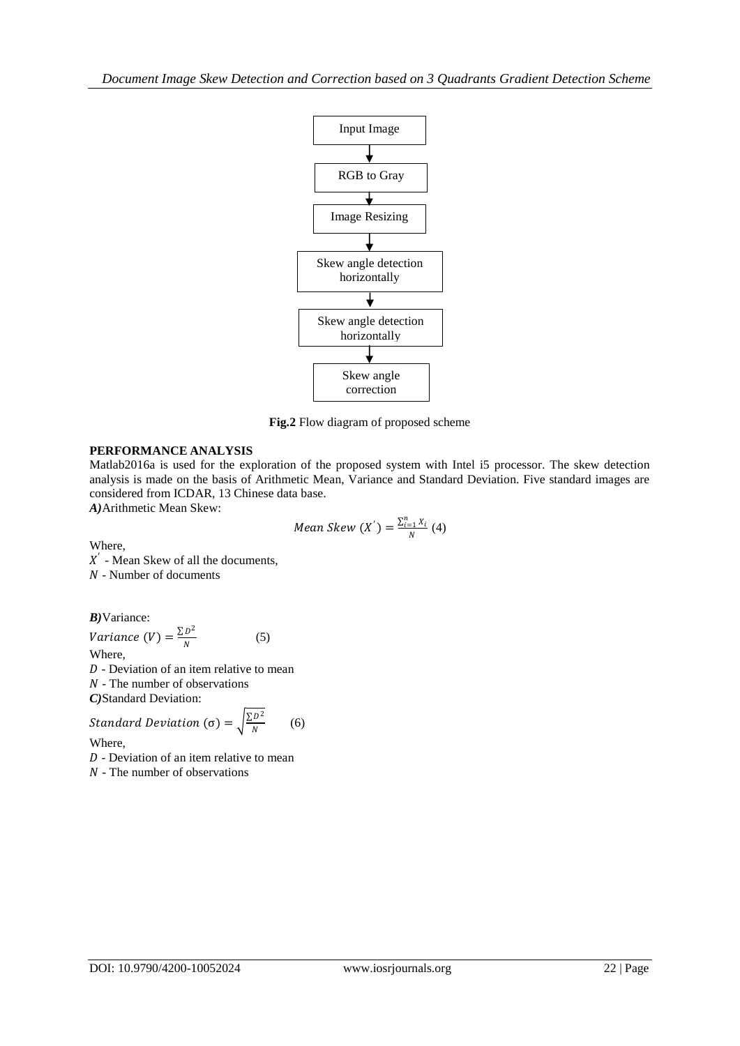Input Image

↓

RGB to Gray

↓

Image Resizing

↓

Skew angle detection horizontally

↓

Skew angle detection horizontally

↓

Skew angle correction

**Fig.2** Flow diagram of proposed scheme

## PERFORMANCE ANALYSIS

Matlab2016a is used for the exploration of the proposed system with Intel i5 processor. The skew detection analysis is made on the basis of Arithmetic Mean, Variance and Standard Deviation. Five standard images are considered from ICDAR, 13 Chinese data base.

***A)*** Arithmetic Mean Skew:

$$Mean\ Skew\ (X^{'}) = \frac{\sum_{i=1}^{n} X_i}{N} \quad (4)$$

Where,

$X^{'}$ - Mean Skew of all the documents,

$N$ - Number of documents

***B)*** Variance:

$$Variance\ (V) = \frac{\sum D^2}{N} \quad (5)$$

Where,

$D$ - Deviation of an item relative to mean

$N$ - The number of observations

***C)*** Standard Deviation:

$$Standard\ Deviation\ (\sigma) = \sqrt{\frac{\sum D^2}{N}} \quad (6)$$

Where,

$D$ - Deviation of an item relative to mean

$N$ - The number of observations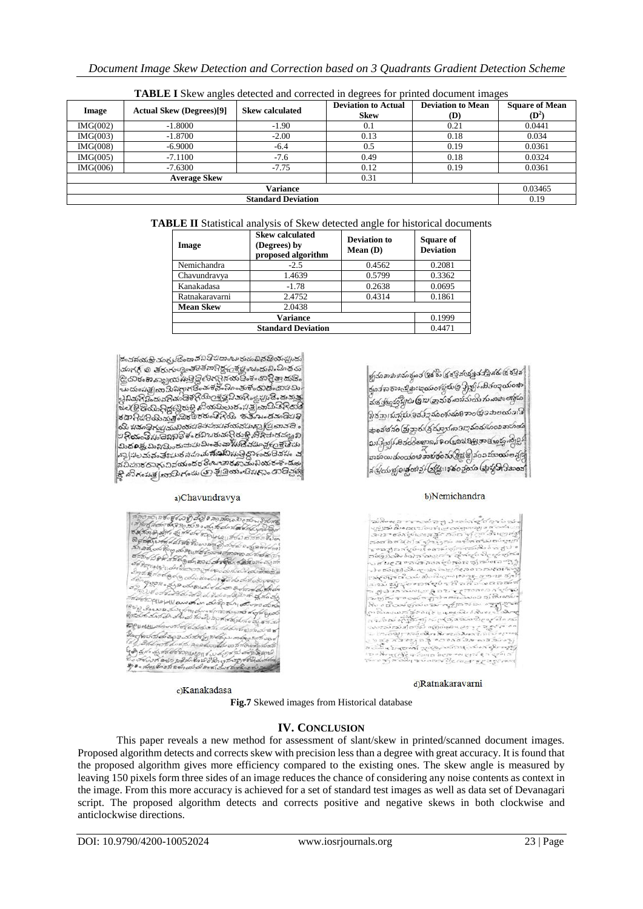**TABLE I** Skew angles detected and corrected in degrees for printed document images

| Image | Actual Skew (Degrees)[9] | Skew calculated | Deviation to Actual Skew | Deviation to Mean (D) | Square of Mean ($D^2$) |
|---|---|---|---|---|---|
| IMG(002) | -1.8000 | -1.90 | 0.1 | 0.21 | 0.0441 |
| IMG(003) | -1.8700 | -2.00 | 0.13 | 0.18 | 0.034 |
| IMG(008) | -6.9000 | -6.4 | 0.5 | 0.19 | 0.0361 |
| IMG(005) | -7.1100 | -7.6 | 0.49 | 0.18 | 0.0324 |
| IMG(006) | -7.6300 | -7.75 | 0.12 | 0.19 | 0.0361 |
| **Average Skew** | | | 0.31 | | |
| **Variance** | | | | | 0.03465 |
| **Standard Deviation** | | | | | 0.19 |

**TABLE II** Statistical analysis of Skew detected angle for historical documents

| Image | Skew calculated (Degrees) by proposed algorithm | Deviation to Mean (D) | Square of Deviation |
|---|---|---|---|
| Nemichandra | -2.5 | 0.4562 | 0.2081 |
| Chavundravya | 1.4639 | 0.5799 | 0.3362 |
| Kanakadasa | -1.78 | 0.2638 | 0.0695 |
| Ratnakaravarni | 2.4752 | 0.4314 | 0.1861 |
| **Mean Skew** | 2.0438 | | |
| **Variance** | | | 0.1999 |
| **Standard Deviation** | | | 0.4471 |

a)Chavundravya

b)Nemichandra

c)Kanakadasa

d)Ratnakaravarni

**Fig.7** Skewed images from Historical database

## IV. CONCLUSION

This paper reveals a new method for assessment of slant/skew in printed/scanned document images. Proposed algorithm detects and corrects skew with precision less than a degree with great accuracy. It is found that the proposed algorithm gives more efficiency compared to the existing ones. The skew angle is measured by leaving 150 pixels form three sides of an image reduces the chance of considering any noise contents as context in the image. From this more accuracy is achieved for a set of standard test images as well as data set of Devanagari script. The proposed algorithm detects and corrects positive and negative skews in both clockwise and anticlockwise directions.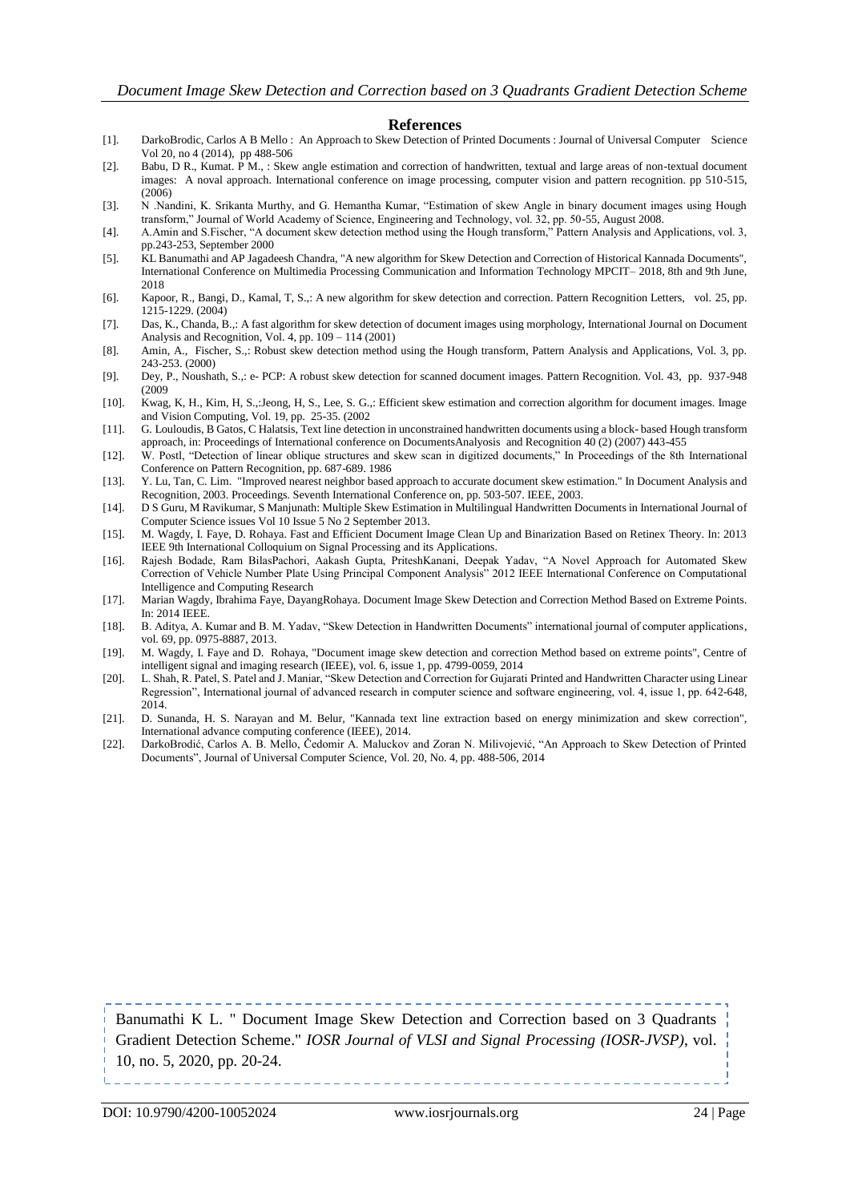## References

[1]. DarkoBrodic, Carlos A B Mello : An Approach to Skew Detection of Printed Documents : Journal of Universal Computer Science Vol 20, no 4 (2014), pp 488-506

[2]. Babu, D R., Kumat. P M., : Skew angle estimation and correction of handwritten, textual and large areas of non-textual document images: A noval approach. International conference on image processing, computer vision and pattern recognition. pp 510-515, (2006)

[3]. N .Nandini, K. Srikanta Murthy, and G. Hemantha Kumar, "Estimation of skew Angle in binary document images using Hough transform," Journal of World Academy of Science, Engineering and Technology, vol. 32, pp. 50-55, August 2008.

[4]. A.Amin and S.Fischer, "A document skew detection method using the Hough transform," Pattern Analysis and Applications, vol. 3, pp.243-253, September 2000

[5]. KL Banumathi and AP Jagadeesh Chandra, "A new algorithm for Skew Detection and Correction of Historical Kannada Documents", International Conference on Multimedia Processing Communication and Information Technology MPCIT– 2018, 8th and 9th June, 2018

[6]. Kapoor, R., Bangi, D., Kamal, T, S.,: A new algorithm for skew detection and correction. Pattern Recognition Letters, vol. 25, pp. 1215-1229. (2004)

[7]. Das, K., Chanda, B.,: A fast algorithm for skew detection of document images using morphology, International Journal on Document Analysis and Recognition, Vol. 4, pp. 109 – 114 (2001)

[8]. Amin, A., Fischer, S.,: Robust skew detection method using the Hough transform, Pattern Analysis and Applications, Vol. 3, pp. 243-253. (2000)

[9]. Dey, P., Noushath, S.,: e- PCP: A robust skew detection for scanned document images. Pattern Recognition. Vol. 43, pp. 937-948 (2009

[10]. Kwag, K, H., Kim, H, S.,:Jeong, H, S., Lee, S. G.,: Efficient skew estimation and correction algorithm for document images. Image and Vision Computing, Vol. 19, pp. 25-35. (2002

[11]. G. Louloudis, B Gatos, C Halatsis, Text line detection in unconstrained handwritten documents using a block- based Hough transform approach, in: Proceedings of International conference on DocumentsAnalyosis and Recognition 40 (2) (2007) 443-455

[12]. W. Postl, "Detection of linear oblique structures and skew scan in digitized documents," In Proceedings of the 8th International Conference on Pattern Recognition, pp. 687-689. 1986

[13]. Y. Lu, Tan, C. Lim. "Improved nearest neighbor based approach to accurate document skew estimation." In Document Analysis and Recognition, 2003. Proceedings. Seventh International Conference on, pp. 503-507. IEEE, 2003.

[14]. D S Guru, M Ravikumar, S Manjunath: Multiple Skew Estimation in Multilingual Handwritten Documents in International Journal of Computer Science issues Vol 10 Issue 5 No 2 September 2013.

[15]. M. Wagdy, I. Faye, D. Rohaya. Fast and Efficient Document Image Clean Up and Binarization Based on Retinex Theory. In: 2013 IEEE 9th International Colloquium on Signal Processing and its Applications.

[16]. Rajesh Bodade, Ram BilasPachori, Aakash Gupta, PriteshKanani, Deepak Yadav, "A Novel Approach for Automated Skew Correction of Vehicle Number Plate Using Principal Component Analysis" 2012 IEEE International Conference on Computational Intelligence and Computing Research

[17]. Marian Wagdy, Ibrahima Faye, DayangRohaya. Document Image Skew Detection and Correction Method Based on Extreme Points. In: 2014 IEEE.

[18]. B. Aditya, A. Kumar and B. M. Yadav, "Skew Detection in Handwritten Documents" international journal of computer applications, vol. 69, pp. 0975-8887, 2013.

[19]. M. Wagdy, I. Faye and D. Rohaya, "Document image skew detection and correction Method based on extreme points", Centre of intelligent signal and imaging research (IEEE), vol. 6, issue 1, pp. 4799-0059, 2014

[20]. L. Shah, R. Patel, S. Patel and J. Maniar, "Skew Detection and Correction for Gujarati Printed and Handwritten Character using Linear Regression", International journal of advanced research in computer science and software engineering, vol. 4, issue 1, pp. 642-648, 2014.

[21]. D. Sunanda, H. S. Narayan and M. Belur, "Kannada text line extraction based on energy minimization and skew correction", International advance computing conference (IEEE), 2014.

[22]. DarkoBrodić, Carlos A. B. Mello, Čedomir A. Maluckov and Zoran N. Milivojević, "An Approach to Skew Detection of Printed Documents", Journal of Universal Computer Science, Vol. 20, No. 4, pp. 488-506, 2014

Banumathi K L. " Document Image Skew Detection and Correction based on 3 Quadrants Gradient Detection Scheme." *IOSR Journal of VLSI and Signal Processing (IOSR-JVSP)*, vol. 10, no. 5, 2020, pp. 20-24.